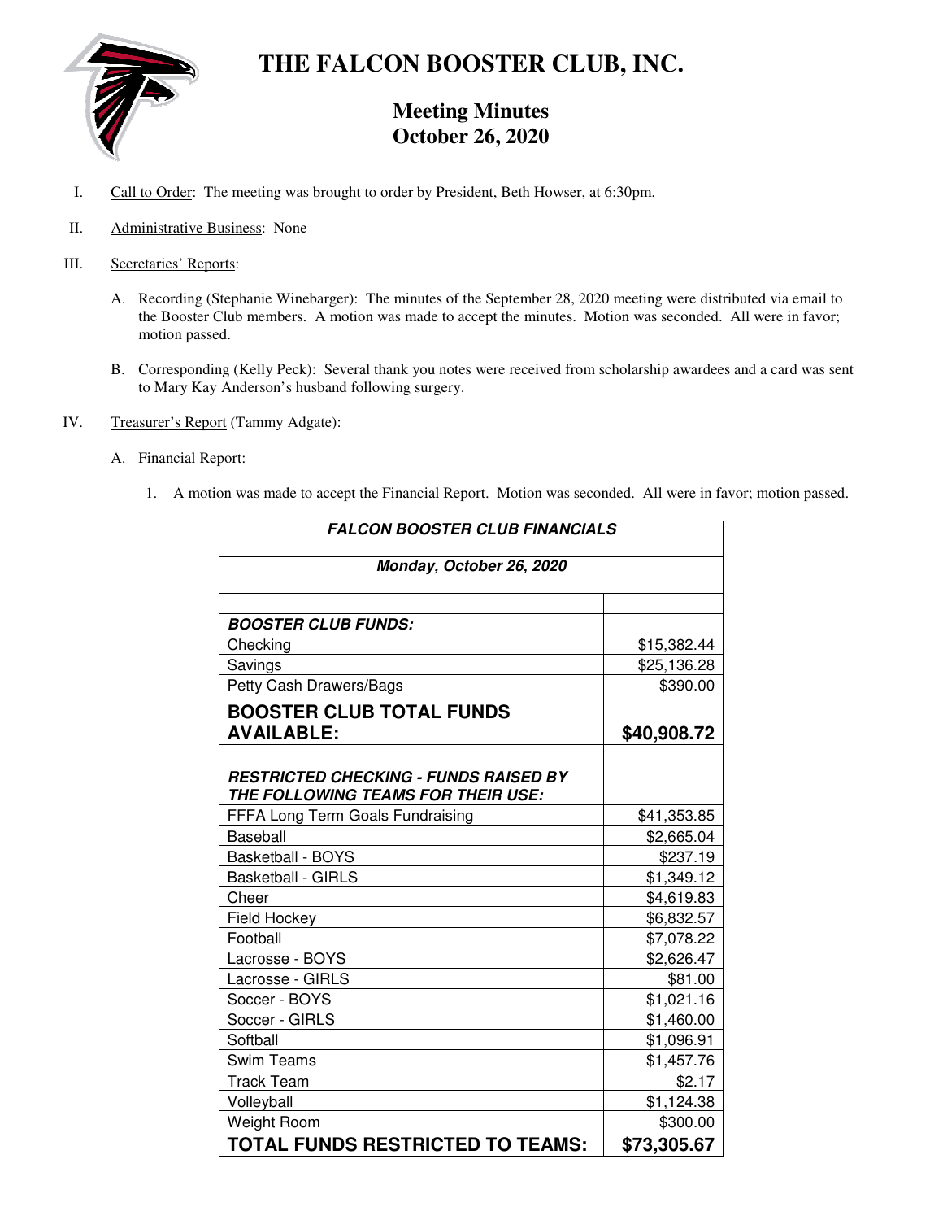# THE FALCON BOOSTER CLUB, INC.

## Meeting Minutes
## October 26, 2020

I. Call to Order: The meeting was brought to order by President, Beth Howser, at 6:30pm.

II. Administrative Business: None

III. Secretaries' Reports:

   A. Recording (Stephanie Winebarger): The minutes of the September 28, 2020 meeting were distributed via email to the Booster Club members. A motion was made to accept the minutes. Motion was seconded. All were in favor; motion passed.

   B. Corresponding (Kelly Peck): Several thank you notes were received from scholarship awardees and a card was sent to Mary Kay Anderson's husband following surgery.

IV. Treasurer's Report (Tammy Adgate):

   A. Financial Report:

      1. A motion was made to accept the Financial Report. Motion was seconded. All were in favor; motion passed.

| ***FALCON BOOSTER CLUB FINANCIALS*** | |
|---|---|
| ***Monday, October 26, 2020*** | |
| | |
| ***BOOSTER CLUB FUNDS:*** | |
| Checking | \$15,382.44 |
| Savings | \$25,136.28 |
| Petty Cash Drawers/Bags | \$390.00 |
| **BOOSTER CLUB TOTAL FUNDS AVAILABLE:** | **\$40,908.72** |
| | |
| ***RESTRICTED CHECKING - FUNDS RAISED BY THE FOLLOWING TEAMS FOR THEIR USE:*** | |
| FFFA Long Term Goals Fundraising | \$41,353.85 |
| Baseball | \$2,665.04 |
| Basketball - BOYS | \$237.19 |
| Basketball - GIRLS | \$1,349.12 |
| Cheer | \$4,619.83 |
| Field Hockey | \$6,832.57 |
| Football | \$7,078.22 |
| Lacrosse - BOYS | \$2,626.47 |
| Lacrosse - GIRLS | \$81.00 |
| Soccer - BOYS | \$1,021.16 |
| Soccer - GIRLS | \$1,460.00 |
| Softball | \$1,096.91 |
| Swim Teams | \$1,457.76 |
| Track Team | \$2.17 |
| Volleyball | \$1,124.38 |
| Weight Room | \$300.00 |
| **TOTAL FUNDS RESTRICTED TO TEAMS:** | **\$73,305.67** |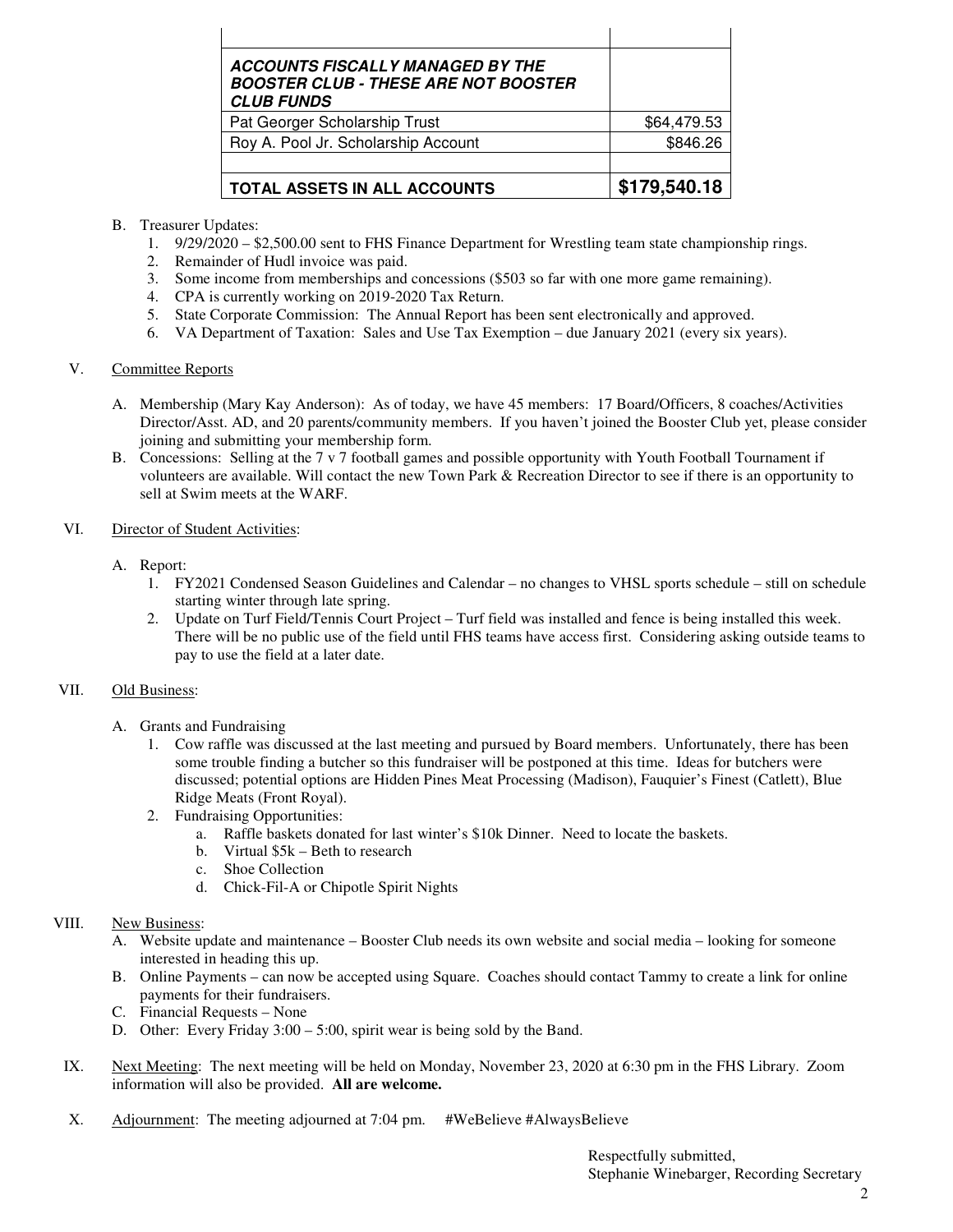| | |
|---|---|
| | |
| ***ACCOUNTS FISCALLY MANAGED BY THE BOOSTER CLUB - THESE ARE NOT BOOSTER CLUB FUNDS*** | |
| Pat Georger Scholarship Trust | $64,479.53 |
| Roy A. Pool Jr. Scholarship Account | $846.26 |
| | |
| **TOTAL ASSETS IN ALL ACCOUNTS** | **$179,540.18** |

B. Treasurer Updates:
   1. 9/29/2020 – $2,500.00 sent to FHS Finance Department for Wrestling team state championship rings.
   2. Remainder of Hudl invoice was paid.
   3. Some income from memberships and concessions ($503 so far with one more game remaining).
   4. CPA is currently working on 2019-2020 Tax Return.
   5. State Corporate Commission: The Annual Report has been sent electronically and approved.
   6. VA Department of Taxation: Sales and Use Tax Exemption – due January 2021 (every six years).

V. Committee Reports

A. Membership (Mary Kay Anderson): As of today, we have 45 members: 17 Board/Officers, 8 coaches/Activities Director/Asst. AD, and 20 parents/community members. If you haven't joined the Booster Club yet, please consider joining and submitting your membership form.

B. Concessions: Selling at the 7 v 7 football games and possible opportunity with Youth Football Tournament if volunteers are available. Will contact the new Town Park & Recreation Director to see if there is an opportunity to sell at Swim meets at the WARF.

VI. Director of Student Activities:

A. Report:
   1. FY2021 Condensed Season Guidelines and Calendar – no changes to VHSL sports schedule – still on schedule starting winter through late spring.
   2. Update on Turf Field/Tennis Court Project – Turf field was installed and fence is being installed this week. There will be no public use of the field until FHS teams have access first. Considering asking outside teams to pay to use the field at a later date.

VII. Old Business:

A. Grants and Fundraising
   1. Cow raffle was discussed at the last meeting and pursued by Board members. Unfortunately, there has been some trouble finding a butcher so this fundraiser will be postponed at this time. Ideas for butchers were discussed; potential options are Hidden Pines Meat Processing (Madison), Fauquier's Finest (Catlett), Blue Ridge Meats (Front Royal).
   2. Fundraising Opportunities:
      a. Raffle baskets donated for last winter's $10k Dinner. Need to locate the baskets.
      b. Virtual $5k – Beth to research
      c. Shoe Collection
      d. Chick-Fil-A or Chipotle Spirit Nights

VIII. New Business:

A. Website update and maintenance – Booster Club needs its own website and social media – looking for someone interested in heading this up.
B. Online Payments – can now be accepted using Square. Coaches should contact Tammy to create a link for online payments for their fundraisers.
C. Financial Requests – None
D. Other: Every Friday 3:00 – 5:00, spirit wear is being sold by the Band.

IX. Next Meeting: The next meeting will be held on Monday, November 23, 2020 at 6:30 pm in the FHS Library. Zoom information will also be provided. **All are welcome.**

X. Adjournment: The meeting adjourned at 7:04 pm. #WeBelieve #AlwaysBelieve

Respectfully submitted,
Stephanie Winebarger, Recording Secretary